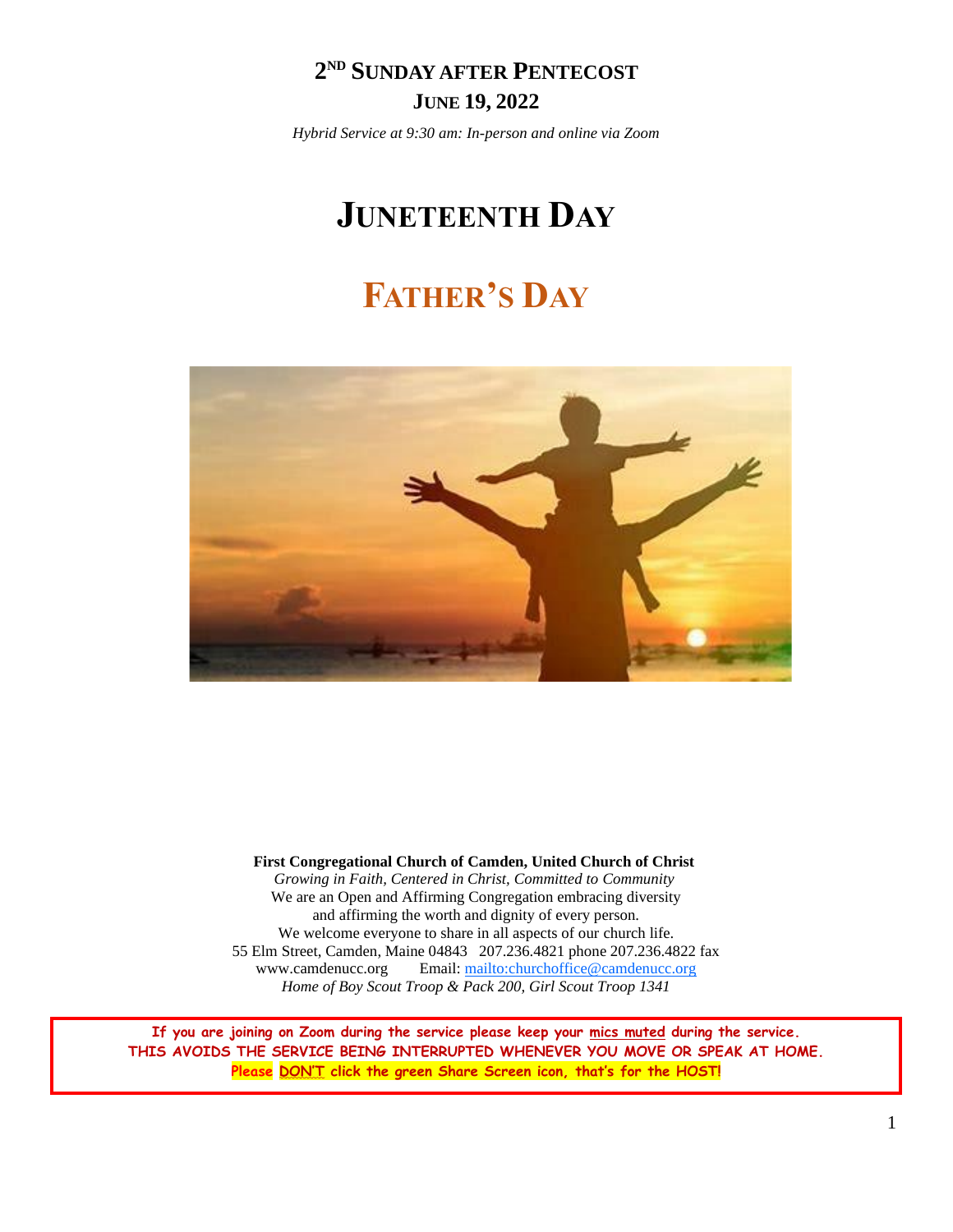# 2ND SUNDAY AFTER PENTECOST

## JUNE 19, 2022

*Hybrid Service at 9:30 am: In-person and online via Zoom*

# JUNETEENTH DAY

# FATHER'S DAY

**First Congregational Church of Camden, United Church of Christ**
*Growing in Faith, Centered in Christ, Committed to Community*
We are an Open and Affirming Congregation embracing diversity
and affirming the worth and dignity of every person.
We welcome everyone to share in all aspects of our church life.
55 Elm Street, Camden, Maine 04843 207.236.4821 phone 207.236.4822 fax
www.camdenucc.org Email: mailto:churchoffice@camdenucc.org
*Home of Boy Scout Troop & Pack 200, Girl Scout Troop 1341*

**If you are joining on Zoom during the service please keep your mics muted during the service.**
**THIS AVOIDS THE SERVICE BEING INTERRUPTED WHENEVER YOU MOVE OR SPEAK AT HOME.**
**Please DON'T click the green Share Screen icon, that's for the HOST!**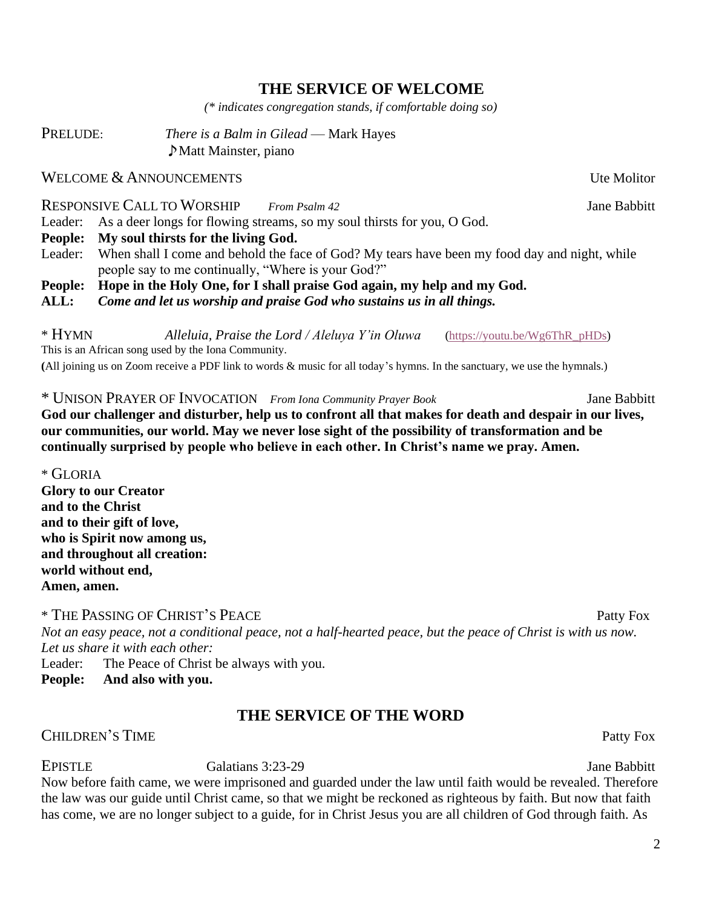## THE SERVICE OF WELCOME

*(* indicates congregation stands, if comfortable doing so)*

PRELUDE: *There is a Balm in Gilead* — Mark Hayes
♪Matt Mainster, piano

WELCOME & ANNOUNCEMENTS Ute Molitor

RESPONSIVE CALL TO WORSHIP *From Psalm 42* Jane Babbitt

Leader: As a deer longs for flowing streams, so my soul thirsts for you, O God.

**People: My soul thirsts for the living God.**

Leader: When shall I come and behold the face of God? My tears have been my food day and night, while people say to me continually, "Where is your God?"

**People: Hope in the Holy One, for I shall praise God again, my help and my God.**

**ALL:** ***Come and let us worship and praise God who sustains us in all things.***

* HYMN *Alleluia, Praise the Lord / Aleluya Y'in Oluwa* (https://youtu.be/Wg6ThR_pHDs)

This is an African song used by the Iona Community.

(All joining us on Zoom receive a PDF link to words & music for all today's hymns. In the sanctuary, we use the hymnals.)

* UNISON PRAYER OF INVOCATION *From Iona Community Prayer Book* Jane Babbitt

**God our challenger and disturber, help us to confront all that makes for death and despair in our lives, our communities, our world. May we never lose sight of the possibility of transformation and be continually surprised by people who believe in each other. In Christ's name we pray. Amen.**

* GLORIA

**Glory to our Creator**
**and to the Christ**
**and to their gift of love,**
**who is Spirit now among us,**
**and throughout all creation:**
**world without end,**
**Amen, amen.**

* THE PASSING OF CHRIST'S PEACE Patty Fox

*Not an easy peace, not a conditional peace, not a half-hearted peace, but the peace of Christ is with us now. Let us share it with each other:*

Leader: The Peace of Christ be always with you.

**People: And also with you.**

## THE SERVICE OF THE WORD

CHILDREN'S TIME Patty Fox

EPISTLE Galatians 3:23-29 Jane Babbitt

Now before faith came, we were imprisoned and guarded under the law until faith would be revealed. Therefore the law was our guide until Christ came, so that we might be reckoned as righteous by faith. But now that faith has come, we are no longer subject to a guide, for in Christ Jesus you are all children of God through faith. As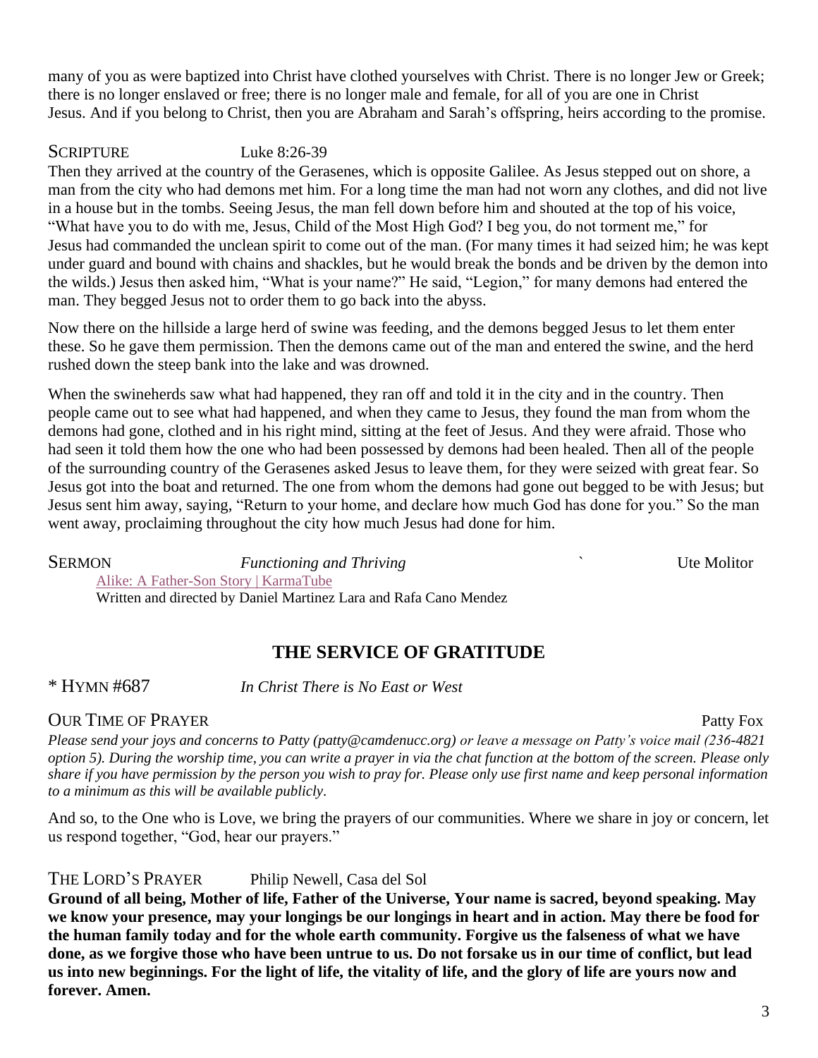many of you as were baptized into Christ have clothed yourselves with Christ. There is no longer Jew or Greek; there is no longer enslaved or free; there is no longer male and female, for all of you are one in Christ Jesus. And if you belong to Christ, then you are Abraham and Sarah's offspring, heirs according to the promise.

SCRIPTURE Luke 8:26-39

Then they arrived at the country of the Gerasenes, which is opposite Galilee. As Jesus stepped out on shore, a man from the city who had demons met him. For a long time the man had not worn any clothes, and did not live in a house but in the tombs. Seeing Jesus, the man fell down before him and shouted at the top of his voice, "What have you to do with me, Jesus, Child of the Most High God? I beg you, do not torment me," for Jesus had commanded the unclean spirit to come out of the man. (For many times it had seized him; he was kept under guard and bound with chains and shackles, but he would break the bonds and be driven by the demon into the wilds.) Jesus then asked him, "What is your name?" He said, "Legion," for many demons had entered the man. They begged Jesus not to order them to go back into the abyss.

Now there on the hillside a large herd of swine was feeding, and the demons begged Jesus to let them enter these. So he gave them permission. Then the demons came out of the man and entered the swine, and the herd rushed down the steep bank into the lake and was drowned.

When the swineherds saw what had happened, they ran off and told it in the city and in the country. Then people came out to see what had happened, and when they came to Jesus, they found the man from whom the demons had gone, clothed and in his right mind, sitting at the feet of Jesus. And they were afraid. Those who had seen it told them how the one who had been possessed by demons had been healed. Then all of the people of the surrounding country of the Gerasenes asked Jesus to leave them, for they were seized with great fear. So Jesus got into the boat and returned. The one from whom the demons had gone out begged to be with Jesus; but Jesus sent him away, saying, "Return to your home, and declare how much God has done for you." So the man went away, proclaiming throughout the city how much Jesus had done for him.

SERMON *Functioning and Thriving* ` Ute Molitor

Alike: A Father-Son Story | KarmaTube

Written and directed by Daniel Martinez Lara and Rafa Cano Mendez

## THE SERVICE OF GRATITUDE

\* HYMN #687 *In Christ There is No East or West*

OUR TIME OF PRAYER Patty Fox

*Please send your joys and concerns to Patty (patty@camdenucc.org) or leave a message on Patty's voice mail (236-4821 option 5). During the worship time, you can write a prayer in via the chat function at the bottom of the screen. Please only share if you have permission by the person you wish to pray for. Please only use first name and keep personal information to a minimum as this will be available publicly.*

And so, to the One who is Love, we bring the prayers of our communities. Where we share in joy or concern, let us respond together, "God, hear our prayers."

THE LORD'S PRAYER Philip Newell, Casa del Sol

**Ground of all being, Mother of life, Father of the Universe, Your name is sacred, beyond speaking. May we know your presence, may your longings be our longings in heart and in action. May there be food for the human family today and for the whole earth community. Forgive us the falseness of what we have done, as we forgive those who have been untrue to us. Do not forsake us in our time of conflict, but lead us into new beginnings. For the light of life, the vitality of life, and the glory of life are yours now and forever. Amen.**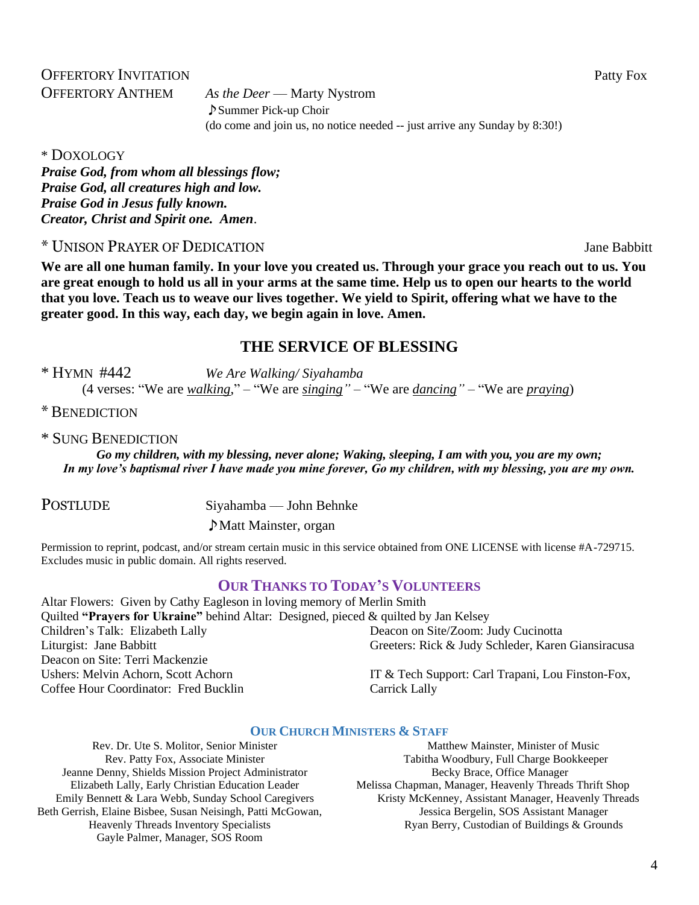OFFERTORY INVITATION Patty Fox

OFFERTORY ANTHEM *As the Deer* — Marty Nystrom
♪Summer Pick-up Choir
(do come and join us, no notice needed -- just arrive any Sunday by 8:30!)

\* DOXOLOGY

***Praise God, from whom all blessings flow;***
***Praise God, all creatures high and low.***
***Praise God in Jesus fully known.***
***Creator, Christ and Spirit one. Amen.***

\* UNISON PRAYER OF DEDICATION Jane Babbitt

**We are all one human family. In your love you created us. Through your grace you reach out to us. You are great enough to hold us all in your arms at the same time. Help us to open our hearts to the world that you love. Teach us to weave our lives together. We yield to Spirit, offering what we have to the greater good. In this way, each day, we begin again in love. Amen.**

## THE SERVICE OF BLESSING

\* HYMN #442 *We Are Walking/ Siyahamba*
(4 verses: "We are *walking*," – "We are *singing"* – "We are *dancing"* – "We are *praying*)

\* BENEDICTION

\* SUNG BENEDICTION

***Go my children, with my blessing, never alone; Waking, sleeping, I am with you, you are my own; In my love's baptismal river I have made you mine forever, Go my children, with my blessing, you are my own.***

POSTLUDE Siyahamba — John Behnke
♪Matt Mainster, organ

Permission to reprint, podcast, and/or stream certain music in this service obtained from ONE LICENSE with license #A-729715. Excludes music in public domain. All rights reserved.

### OUR THANKS TO TODAY'S VOLUNTEERS

Altar Flowers: Given by Cathy Eagleson in loving memory of Merlin Smith
Quilted **"Prayers for Ukraine"** behind Altar: Designed, pieced & quilted by Jan Kelsey
Children's Talk: Elizabeth Lally
Liturgist: Jane Babbitt
Deacon on Site: Terri Mackenzie
Ushers: Melvin Achorn, Scott Achorn
Coffee Hour Coordinator: Fred Bucklin
Deacon on Site/Zoom: Judy Cucinotta
Greeters: Rick & Judy Schleder, Karen Giansiracusa
IT & Tech Support: Carl Trapani, Lou Finston-Fox, Carrick Lally

### OUR CHURCH MINISTERS & STAFF

Rev. Dr. Ute S. Molitor, Senior Minister
Rev. Patty Fox, Associate Minister
Jeanne Denny, Shields Mission Project Administrator
Elizabeth Lally, Early Christian Education Leader
Emily Bennett & Lara Webb, Sunday School Caregivers
Beth Gerrish, Elaine Bisbee, Susan Neisingh, Patti McGowan, Heavenly Threads Inventory Specialists
Gayle Palmer, Manager, SOS Room
Matthew Mainster, Minister of Music
Tabitha Woodbury, Full Charge Bookkeeper
Becky Brace, Office Manager
Melissa Chapman, Manager, Heavenly Threads Thrift Shop
Kristy McKenney, Assistant Manager, Heavenly Threads
Jessica Bergelin, SOS Assistant Manager
Ryan Berry, Custodian of Buildings & Grounds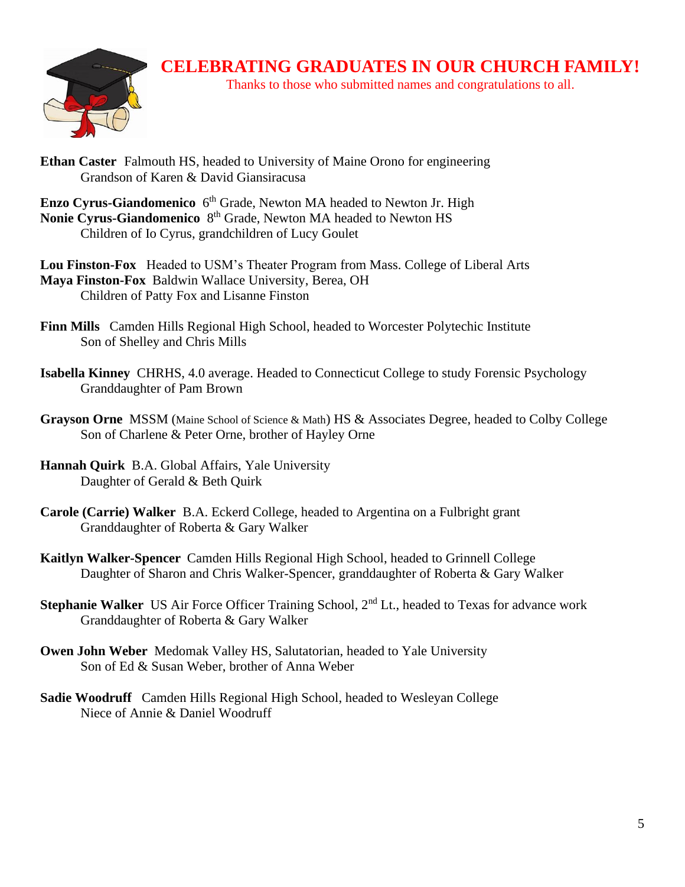# CELEBRATING GRADUATES IN OUR CHURCH FAMILY!

Thanks to those who submitted names and congratulations to all.

**Ethan Caster** Falmouth HS, headed to University of Maine Orono for engineering
Grandson of Karen & David Giansiracusa

**Enzo Cyrus-Giandomenico** 6th Grade, Newton MA headed to Newton Jr. High
**Nonie Cyrus-Giandomenico** 8th Grade, Newton MA headed to Newton HS
Children of Io Cyrus, grandchildren of Lucy Goulet

**Lou Finston-Fox** Headed to USM's Theater Program from Mass. College of Liberal Arts
**Maya Finston-Fox** Baldwin Wallace University, Berea, OH
Children of Patty Fox and Lisanne Finston

**Finn Mills** Camden Hills Regional High School, headed to Worcester Polytechic Institute
Son of Shelley and Chris Mills

**Isabella Kinney** CHRHS, 4.0 average. Headed to Connecticut College to study Forensic Psychology
Granddaughter of Pam Brown

**Grayson Orne** MSSM (Maine School of Science & Math) HS & Associates Degree, headed to Colby College
Son of Charlene & Peter Orne, brother of Hayley Orne

**Hannah Quirk** B.A. Global Affairs, Yale University
Daughter of Gerald & Beth Quirk

**Carole (Carrie) Walker** B.A. Eckerd College, headed to Argentina on a Fulbright grant
Granddaughter of Roberta & Gary Walker

**Kaitlyn Walker-Spencer** Camden Hills Regional High School, headed to Grinnell College
Daughter of Sharon and Chris Walker-Spencer, granddaughter of Roberta & Gary Walker

**Stephanie Walker** US Air Force Officer Training School, 2nd Lt., headed to Texas for advance work
Granddaughter of Roberta & Gary Walker

**Owen John Weber** Medomak Valley HS, Salutatorian, headed to Yale University
Son of Ed & Susan Weber, brother of Anna Weber

**Sadie Woodruff** Camden Hills Regional High School, headed to Wesleyan College
Niece of Annie & Daniel Woodruff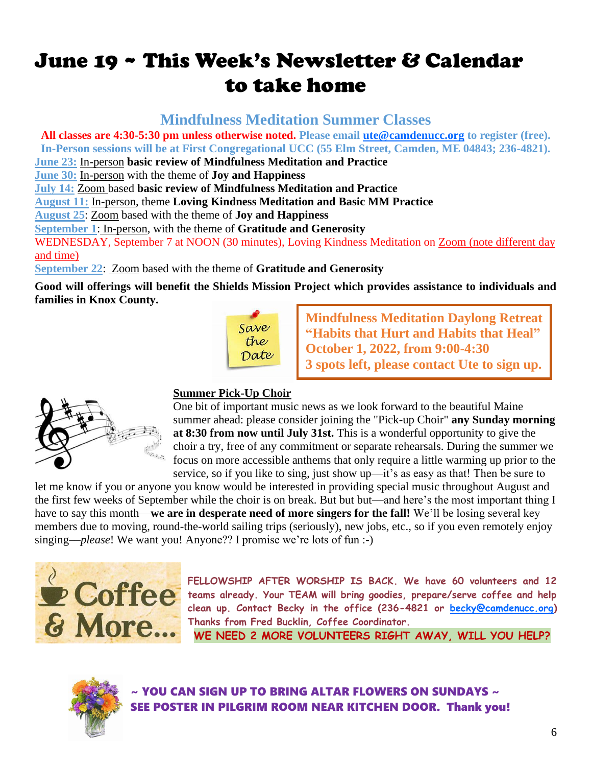# June 19 ~ This Week's Newsletter & Calendar to take home

## Mindfulness Meditation Summer Classes

**All classes are 4:30-5:30 pm unless otherwise noted. Please email ute@camdenucc.org to register (free).**
**In-Person sessions will be at First Congregational UCC (55 Elm Street, Camden, ME 04843; 236-4821).**

**June 23:** In-person **basic review of Mindfulness Meditation and Practice**
**June 30:** In-person with the theme of **Joy and Happiness**
**July 14:** Zoom based **basic review of Mindfulness Meditation and Practice**
**August 11:** In-person, theme **Loving Kindness Meditation and Basic MM Practice**
**August 25**: Zoom based with the theme of **Joy and Happiness**
**September 1**: In-person, with the theme of **Gratitude and Generosity**
WEDNESDAY, September 7 at NOON (30 minutes), Loving Kindness Meditation on Zoom (note different day and time)
**September 22**: Zoom based with the theme of **Gratitude and Generosity**

**Good will offerings will benefit the Shields Mission Project which provides assistance to individuals and families in Knox County.**

Save the Date

**Mindfulness Meditation Daylong Retreat**
**"Habits that Hurt and Habits that Heal"**
**October 1, 2022, from 9:00-4:30**
**3 spots left, please contact Ute to sign up.**

**Summer Pick-Up Choir**

One bit of important music news as we look forward to the beautiful Maine summer ahead: please consider joining the "Pick-up Choir" **any Sunday morning at 8:30 from now until July 31st.** This is a wonderful opportunity to give the choir a try, free of any commitment or separate rehearsals. During the summer we focus on more accessible anthems that only require a little warming up prior to the service, so if you like to sing, just show up—it's as easy as that! Then be sure to let me know if you or anyone you know would be interested in providing special music throughout August and the first few weeks of September while the choir is on break. But but but—and here's the most important thing I have to say this month—**we are in desperate need of more singers for the fall!** We'll be losing several key members due to moving, round-the-world sailing trips (seriously), new jobs, etc., so if you even remotely enjoy singing—*please*! We want you! Anyone?? I promise we're lots of fun :-)

Coffee & More...

**FELLOWSHIP AFTER WORSHIP IS BACK. We have 60 volunteers and 12 teams already. Your TEAM will bring goodies, prepare/serve coffee and help clean up. Contact Becky in the office (236-4821 or becky@camdenucc.org) Thanks from Fred Bucklin, Coffee Coordinator.**

**WE NEED 2 MORE VOLUNTEERS RIGHT AWAY, WILL YOU HELP?**

**~ YOU CAN SIGN UP TO BRING ALTAR FLOWERS ON SUNDAYS ~**
**SEE POSTER IN PILGRIM ROOM NEAR KITCHEN DOOR. Thank you!**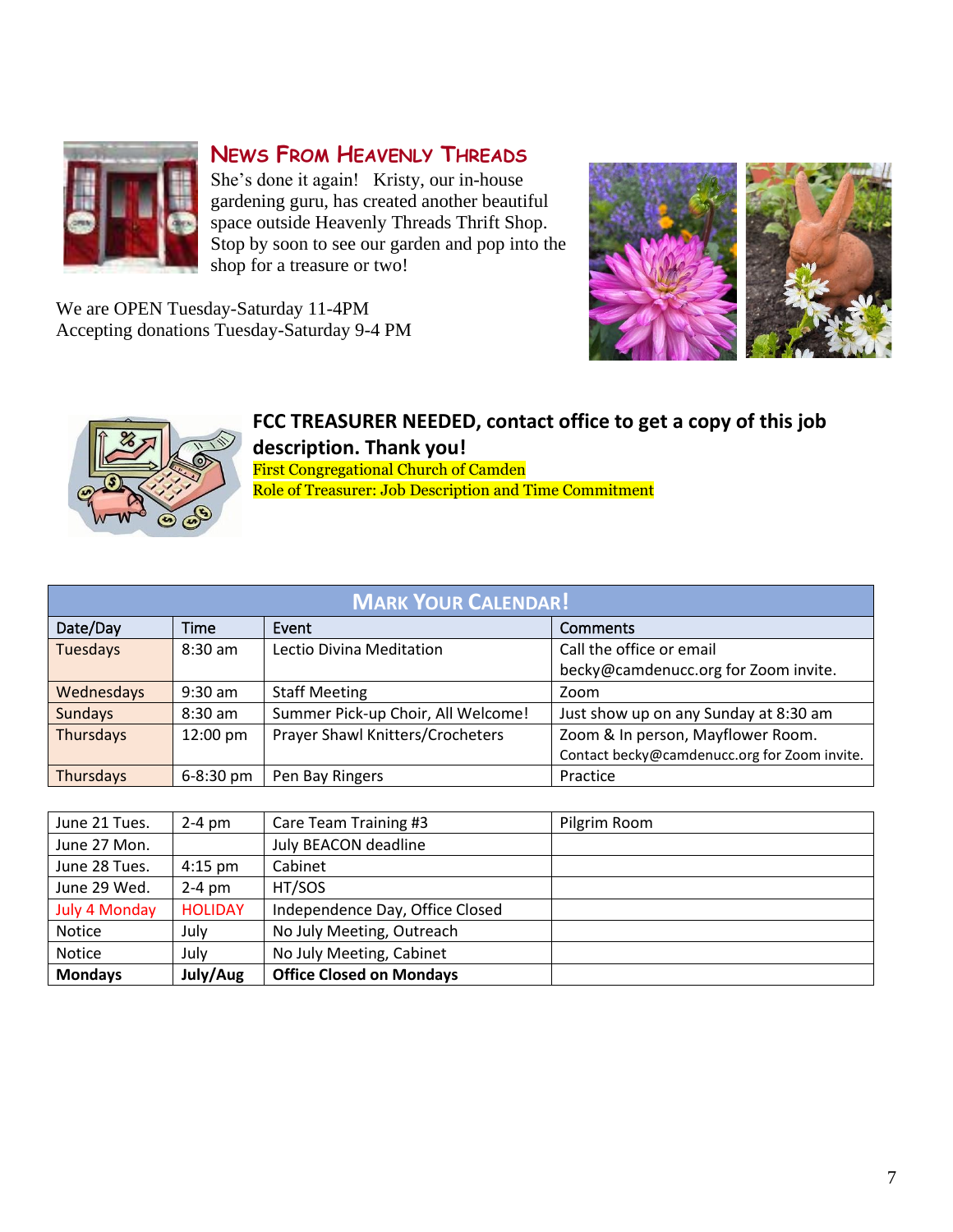## News From Heavenly Threads

She's done it again! Kristy, our in-house gardening guru, has created another beautiful space outside Heavenly Threads Thrift Shop. Stop by soon to see our garden and pop into the shop for a treasure or two!

We are OPEN Tuesday-Saturday 11-4PM
Accepting donations Tuesday-Saturday 9-4 PM

**FCC TREASURER NEEDED, contact office to get a copy of this job description. Thank you!**

First Congregational Church of Camden
Role of Treasurer: Job Description and Time Commitment

## Mark Your Calendar!

| Date/Day | Time | Event | Comments |
|---|---|---|---|
| Tuesdays | 8:30 am | Lectio Divina Meditation | Call the office or email becky@camdenucc.org for Zoom invite. |
| Wednesdays | 9:30 am | Staff Meeting | Zoom |
| Sundays | 8:30 am | Summer Pick-up Choir, All Welcome! | Just show up on any Sunday at 8:30 am |
| Thursdays | 12:00 pm | Prayer Shawl Knitters/Crocheters | Zoom & In person, Mayflower Room. Contact becky@camdenucc.org for Zoom invite. |
| Thursdays | 6-8:30 pm | Pen Bay Ringers | Practice |

| | | | |
|---|---|---|---|
| June 21 Tues. | 2-4 pm | Care Team Training #3 | Pilgrim Room |
| June 27 Mon. | | July BEACON deadline | |
| June 28 Tues. | 4:15 pm | Cabinet | |
| June 29 Wed. | 2-4 pm | HT/SOS | |
| July 4 Monday | HOLIDAY | Independence Day, Office Closed | |
| Notice | July | No July Meeting, Outreach | |
| Notice | July | No July Meeting, Cabinet | |
| **Mondays** | **July/Aug** | **Office Closed on Mondays** | |